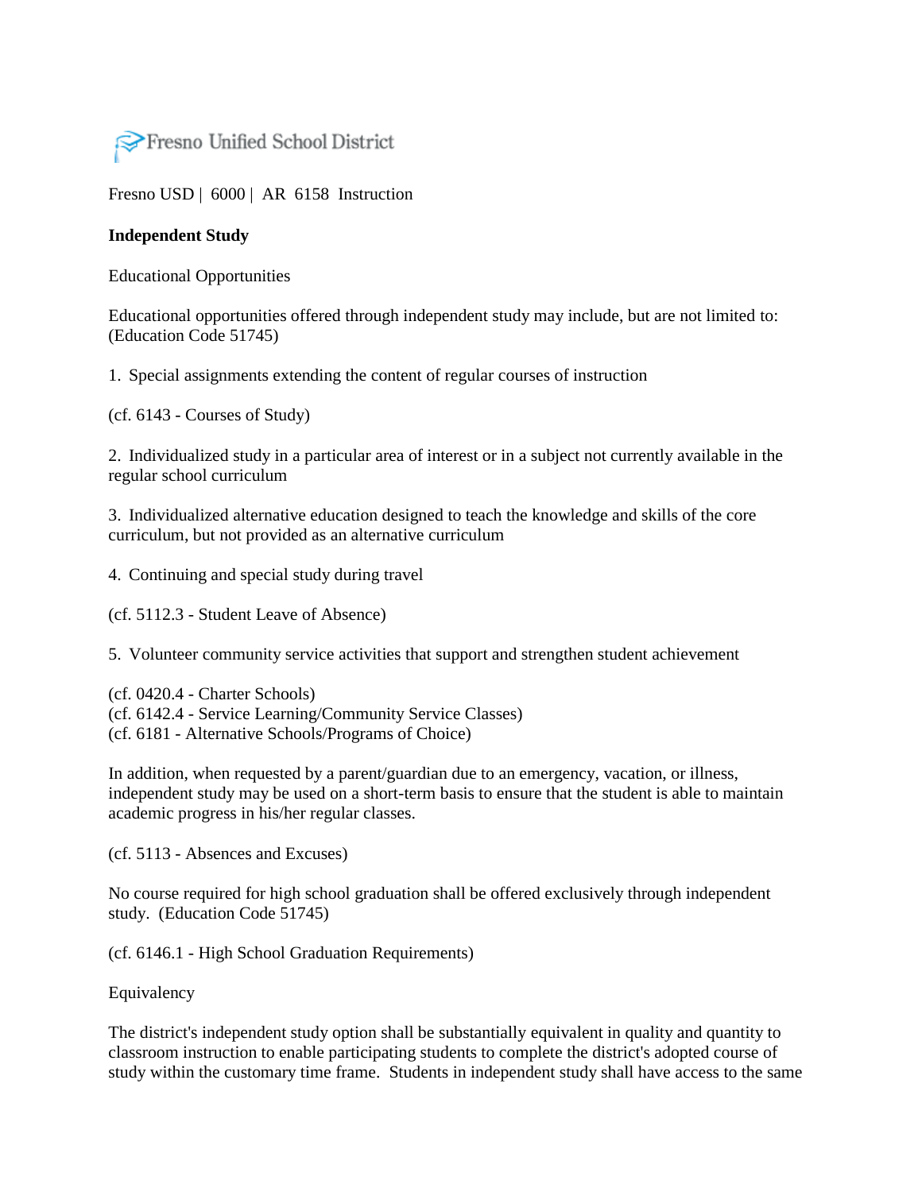Fresno Unified School District

Fresno USD | 6000 | AR 6158 Instruction

**Independent Study**

Educational Opportunities

Educational opportunities offered through independent study may include, but are not limited to: (Education Code 51745)

1. Special assignments extending the content of regular courses of instruction

(cf. 6143 - Courses of Study)

2. Individualized study in a particular area of interest or in a subject not currently available in the regular school curriculum

3. Individualized alternative education designed to teach the knowledge and skills of the core curriculum, but not provided as an alternative curriculum

4. Continuing and special study during travel

(cf. 5112.3 - Student Leave of Absence)

5. Volunteer community service activities that support and strengthen student achievement

(cf. 0420.4 - Charter Schools)
(cf. 6142.4 - Service Learning/Community Service Classes)
(cf. 6181 - Alternative Schools/Programs of Choice)

In addition, when requested by a parent/guardian due to an emergency, vacation, or illness, independent study may be used on a short-term basis to ensure that the student is able to maintain academic progress in his/her regular classes.

(cf. 5113 - Absences and Excuses)

No course required for high school graduation shall be offered exclusively through independent study. (Education Code 51745)

(cf. 6146.1 - High School Graduation Requirements)

Equivalency

The district's independent study option shall be substantially equivalent in quality and quantity to classroom instruction to enable participating students to complete the district's adopted course of study within the customary time frame. Students in independent study shall have access to the same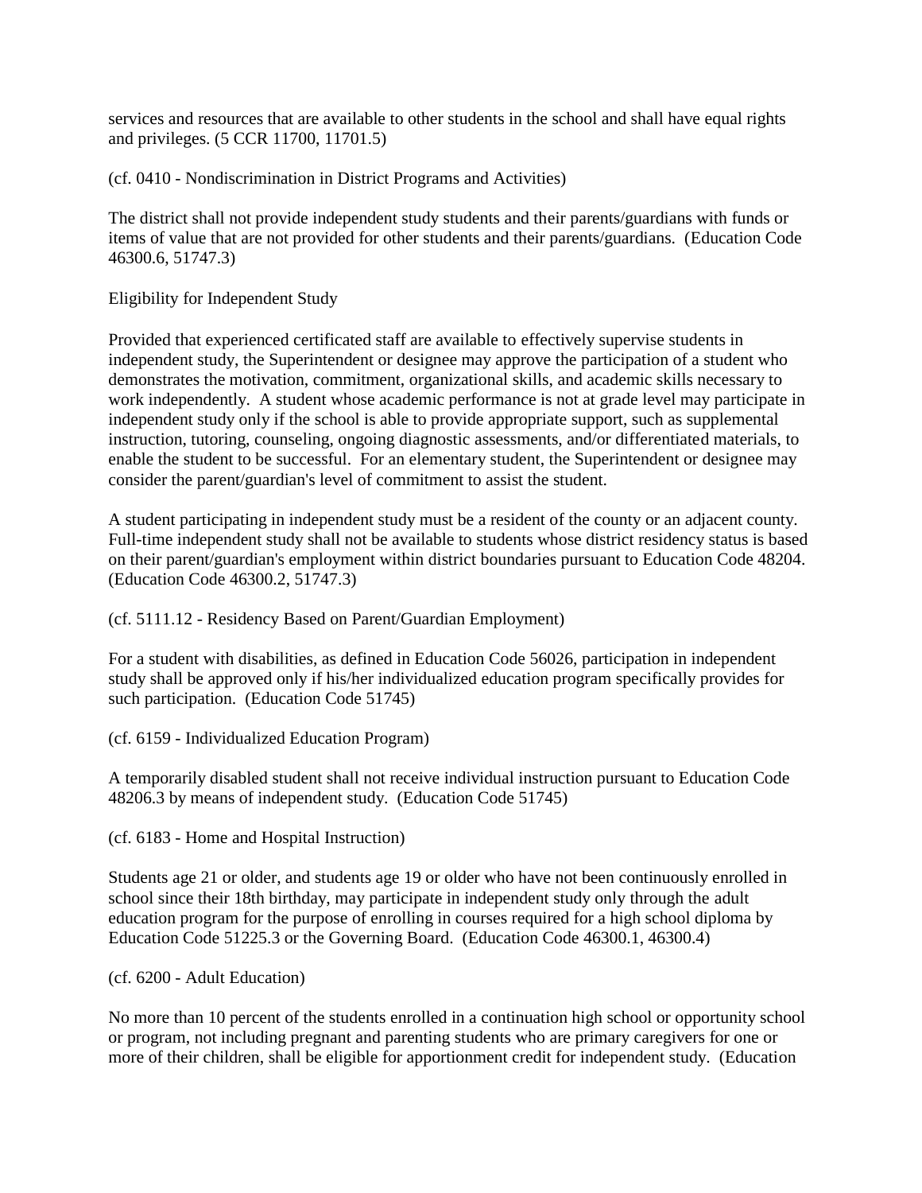services and resources that are available to other students in the school and shall have equal rights and privileges. (5 CCR 11700, 11701.5)

(cf. 0410 - Nondiscrimination in District Programs and Activities)

The district shall not provide independent study students and their parents/guardians with funds or items of value that are not provided for other students and their parents/guardians. (Education Code 46300.6, 51747.3)

Eligibility for Independent Study

Provided that experienced certificated staff are available to effectively supervise students in independent study, the Superintendent or designee may approve the participation of a student who demonstrates the motivation, commitment, organizational skills, and academic skills necessary to work independently. A student whose academic performance is not at grade level may participate in independent study only if the school is able to provide appropriate support, such as supplemental instruction, tutoring, counseling, ongoing diagnostic assessments, and/or differentiated materials, to enable the student to be successful. For an elementary student, the Superintendent or designee may consider the parent/guardian's level of commitment to assist the student.

A student participating in independent study must be a resident of the county or an adjacent county. Full-time independent study shall not be available to students whose district residency status is based on their parent/guardian's employment within district boundaries pursuant to Education Code 48204. (Education Code 46300.2, 51747.3)

(cf. 5111.12 - Residency Based on Parent/Guardian Employment)

For a student with disabilities, as defined in Education Code 56026, participation in independent study shall be approved only if his/her individualized education program specifically provides for such participation. (Education Code 51745)

(cf. 6159 - Individualized Education Program)

A temporarily disabled student shall not receive individual instruction pursuant to Education Code 48206.3 by means of independent study. (Education Code 51745)

(cf. 6183 - Home and Hospital Instruction)

Students age 21 or older, and students age 19 or older who have not been continuously enrolled in school since their 18th birthday, may participate in independent study only through the adult education program for the purpose of enrolling in courses required for a high school diploma by Education Code 51225.3 or the Governing Board. (Education Code 46300.1, 46300.4)

(cf. 6200 - Adult Education)

No more than 10 percent of the students enrolled in a continuation high school or opportunity school or program, not including pregnant and parenting students who are primary caregivers for one or more of their children, shall be eligible for apportionment credit for independent study. (Education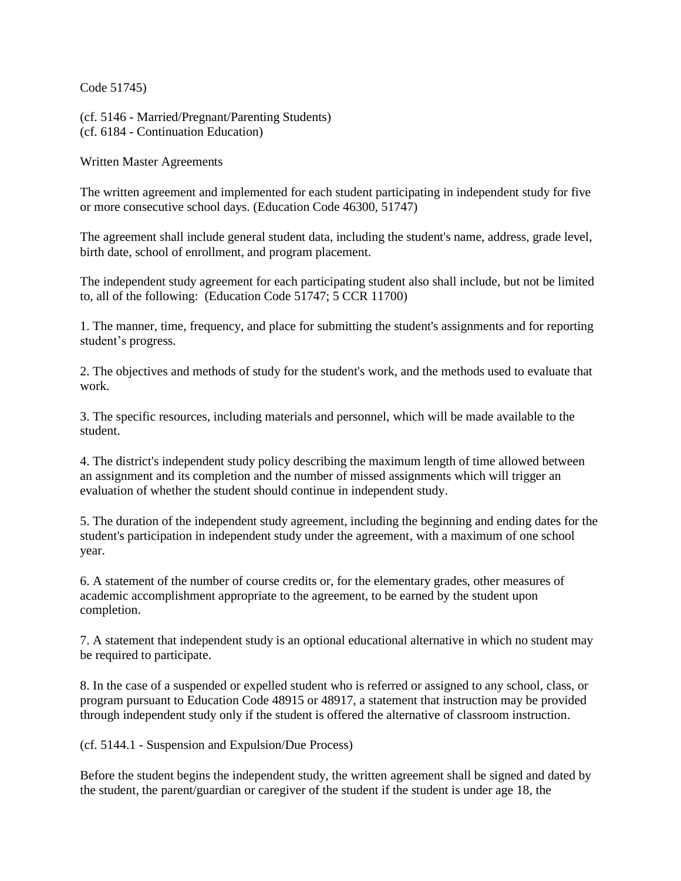Code 51745)

(cf. 5146 - Married/Pregnant/Parenting Students)
(cf. 6184 - Continuation Education)

Written Master Agreements

The written agreement and implemented for each student participating in independent study for five or more consecutive school days. (Education Code 46300, 51747)

The agreement shall include general student data, including the student's name, address, grade level, birth date, school of enrollment, and program placement.

The independent study agreement for each participating student also shall include, but not be limited to, all of the following: (Education Code 51747; 5 CCR 11700)

1. The manner, time, frequency, and place for submitting the student's assignments and for reporting student's progress.

2. The objectives and methods of study for the student's work, and the methods used to evaluate that work.

3. The specific resources, including materials and personnel, which will be made available to the student.

4. The district's independent study policy describing the maximum length of time allowed between an assignment and its completion and the number of missed assignments which will trigger an evaluation of whether the student should continue in independent study.

5. The duration of the independent study agreement, including the beginning and ending dates for the student's participation in independent study under the agreement, with a maximum of one school year.

6. A statement of the number of course credits or, for the elementary grades, other measures of academic accomplishment appropriate to the agreement, to be earned by the student upon completion.

7. A statement that independent study is an optional educational alternative in which no student may be required to participate.

8. In the case of a suspended or expelled student who is referred or assigned to any school, class, or program pursuant to Education Code 48915 or 48917, a statement that instruction may be provided through independent study only if the student is offered the alternative of classroom instruction.

(cf. 5144.1 - Suspension and Expulsion/Due Process)

Before the student begins the independent study, the written agreement shall be signed and dated by the student, the parent/guardian or caregiver of the student if the student is under age 18, the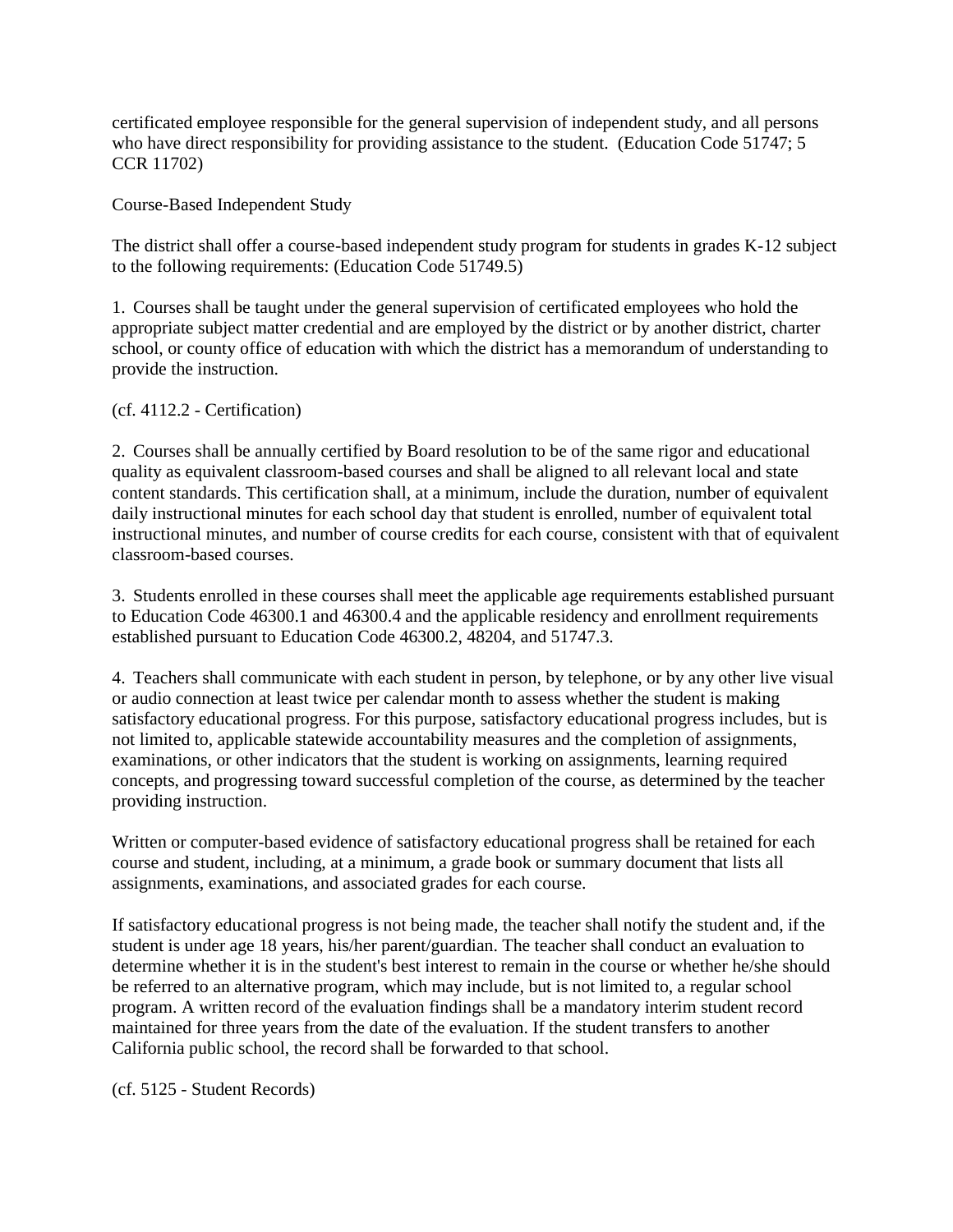certificated employee responsible for the general supervision of independent study, and all persons who have direct responsibility for providing assistance to the student. (Education Code 51747; 5 CCR 11702)

## Course-Based Independent Study

The district shall offer a course-based independent study program for students in grades K-12 subject to the following requirements: (Education Code 51749.5)

1. Courses shall be taught under the general supervision of certificated employees who hold the appropriate subject matter credential and are employed by the district or by another district, charter school, or county office of education with which the district has a memorandum of understanding to provide the instruction.

(cf. 4112.2 - Certification)

2. Courses shall be annually certified by Board resolution to be of the same rigor and educational quality as equivalent classroom-based courses and shall be aligned to all relevant local and state content standards. This certification shall, at a minimum, include the duration, number of equivalent daily instructional minutes for each school day that student is enrolled, number of equivalent total instructional minutes, and number of course credits for each course, consistent with that of equivalent classroom-based courses.

3. Students enrolled in these courses shall meet the applicable age requirements established pursuant to Education Code 46300.1 and 46300.4 and the applicable residency and enrollment requirements established pursuant to Education Code 46300.2, 48204, and 51747.3.

4. Teachers shall communicate with each student in person, by telephone, or by any other live visual or audio connection at least twice per calendar month to assess whether the student is making satisfactory educational progress. For this purpose, satisfactory educational progress includes, but is not limited to, applicable statewide accountability measures and the completion of assignments, examinations, or other indicators that the student is working on assignments, learning required concepts, and progressing toward successful completion of the course, as determined by the teacher providing instruction.

Written or computer-based evidence of satisfactory educational progress shall be retained for each course and student, including, at a minimum, a grade book or summary document that lists all assignments, examinations, and associated grades for each course.

If satisfactory educational progress is not being made, the teacher shall notify the student and, if the student is under age 18 years, his/her parent/guardian. The teacher shall conduct an evaluation to determine whether it is in the student's best interest to remain in the course or whether he/she should be referred to an alternative program, which may include, but is not limited to, a regular school program. A written record of the evaluation findings shall be a mandatory interim student record maintained for three years from the date of the evaluation. If the student transfers to another California public school, the record shall be forwarded to that school.

(cf. 5125 - Student Records)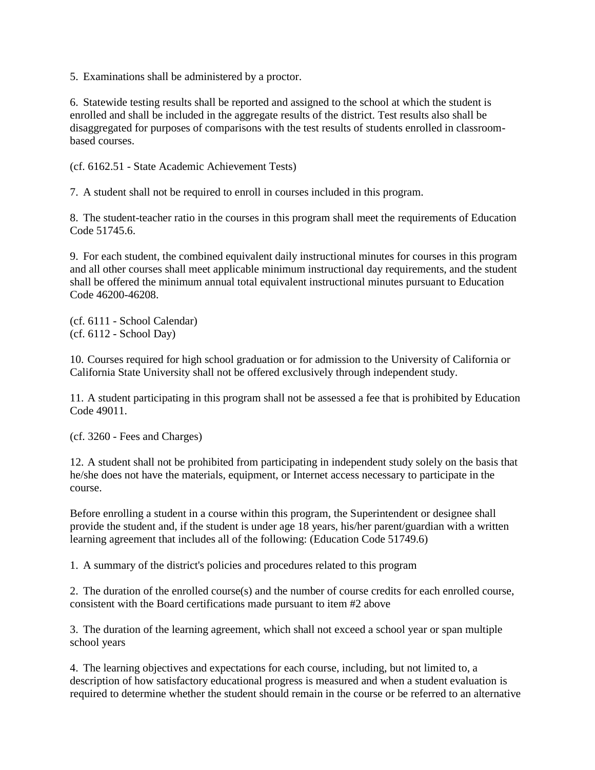5. Examinations shall be administered by a proctor.

6. Statewide testing results shall be reported and assigned to the school at which the student is enrolled and shall be included in the aggregate results of the district. Test results also shall be disaggregated for purposes of comparisons with the test results of students enrolled in classroom-based courses.

(cf. 6162.51 - State Academic Achievement Tests)

7. A student shall not be required to enroll in courses included in this program.

8. The student-teacher ratio in the courses in this program shall meet the requirements of Education Code 51745.6.

9. For each student, the combined equivalent daily instructional minutes for courses in this program and all other courses shall meet applicable minimum instructional day requirements, and the student shall be offered the minimum annual total equivalent instructional minutes pursuant to Education Code 46200-46208.

(cf. 6111 - School Calendar)
(cf. 6112 - School Day)

10. Courses required for high school graduation or for admission to the University of California or California State University shall not be offered exclusively through independent study.

11. A student participating in this program shall not be assessed a fee that is prohibited by Education Code 49011.

(cf. 3260 - Fees and Charges)

12. A student shall not be prohibited from participating in independent study solely on the basis that he/she does not have the materials, equipment, or Internet access necessary to participate in the course.

Before enrolling a student in a course within this program, the Superintendent or designee shall provide the student and, if the student is under age 18 years, his/her parent/guardian with a written learning agreement that includes all of the following: (Education Code 51749.6)

1. A summary of the district's policies and procedures related to this program

2. The duration of the enrolled course(s) and the number of course credits for each enrolled course, consistent with the Board certifications made pursuant to item #2 above

3. The duration of the learning agreement, which shall not exceed a school year or span multiple school years

4. The learning objectives and expectations for each course, including, but not limited to, a description of how satisfactory educational progress is measured and when a student evaluation is required to determine whether the student should remain in the course or be referred to an alternative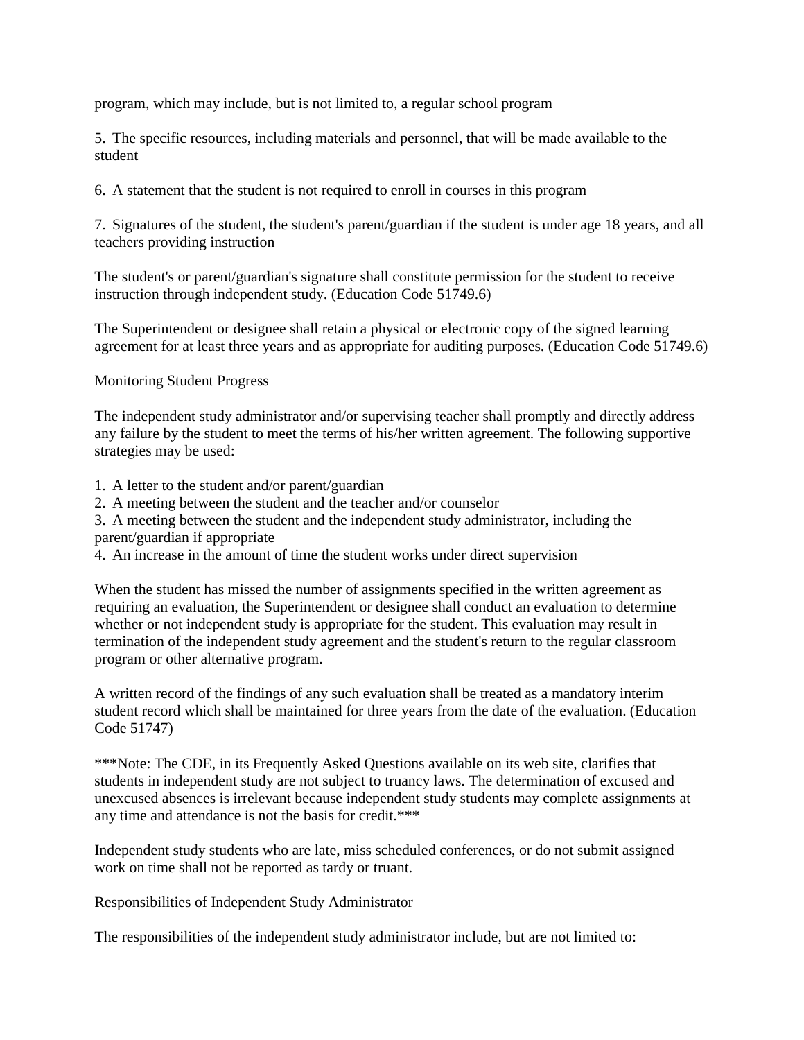program, which may include, but is not limited to, a regular school program

5. The specific resources, including materials and personnel, that will be made available to the student

6. A statement that the student is not required to enroll in courses in this program

7. Signatures of the student, the student's parent/guardian if the student is under age 18 years, and all teachers providing instruction

The student's or parent/guardian's signature shall constitute permission for the student to receive instruction through independent study. (Education Code 51749.6)

The Superintendent or designee shall retain a physical or electronic copy of the signed learning agreement for at least three years and as appropriate for auditing purposes. (Education Code 51749.6)

## Monitoring Student Progress

The independent study administrator and/or supervising teacher shall promptly and directly address any failure by the student to meet the terms of his/her written agreement. The following supportive strategies may be used:

1. A letter to the student and/or parent/guardian
2. A meeting between the student and the teacher and/or counselor
3. A meeting between the student and the independent study administrator, including the parent/guardian if appropriate
4. An increase in the amount of time the student works under direct supervision

When the student has missed the number of assignments specified in the written agreement as requiring an evaluation, the Superintendent or designee shall conduct an evaluation to determine whether or not independent study is appropriate for the student. This evaluation may result in termination of the independent study agreement and the student's return to the regular classroom program or other alternative program.

A written record of the findings of any such evaluation shall be treated as a mandatory interim student record which shall be maintained for three years from the date of the evaluation. (Education Code 51747)

***Note: The CDE, in its Frequently Asked Questions available on its web site, clarifies that students in independent study are not subject to truancy laws. The determination of excused and unexcused absences is irrelevant because independent study students may complete assignments at any time and attendance is not the basis for credit.***

Independent study students who are late, miss scheduled conferences, or do not submit assigned work on time shall not be reported as tardy or truant.

## Responsibilities of Independent Study Administrator

The responsibilities of the independent study administrator include, but are not limited to: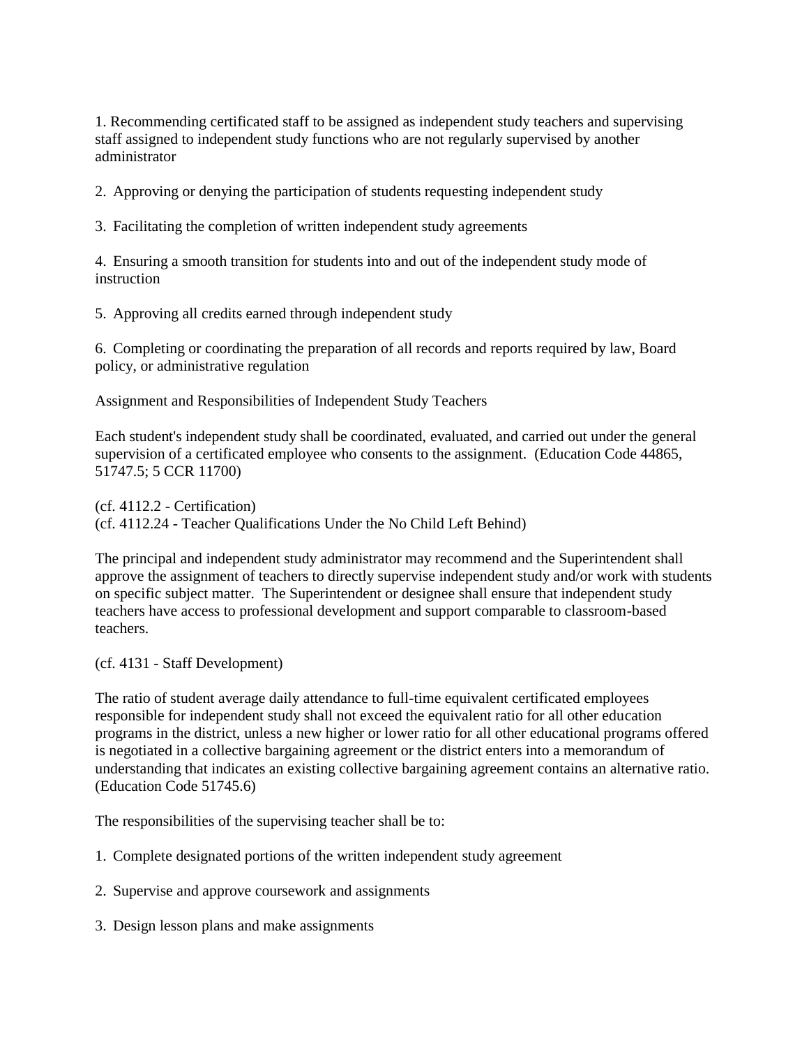1. Recommending certificated staff to be assigned as independent study teachers and supervising staff assigned to independent study functions who are not regularly supervised by another administrator

2. Approving or denying the participation of students requesting independent study

3. Facilitating the completion of written independent study agreements

4. Ensuring a smooth transition for students into and out of the independent study mode of instruction

5. Approving all credits earned through independent study

6. Completing or coordinating the preparation of all records and reports required by law, Board policy, or administrative regulation

## Assignment and Responsibilities of Independent Study Teachers

Each student's independent study shall be coordinated, evaluated, and carried out under the general supervision of a certificated employee who consents to the assignment. (Education Code 44865, 51747.5; 5 CCR 11700)

(cf. 4112.2 - Certification)
(cf. 4112.24 - Teacher Qualifications Under the No Child Left Behind)

The principal and independent study administrator may recommend and the Superintendent shall approve the assignment of teachers to directly supervise independent study and/or work with students on specific subject matter. The Superintendent or designee shall ensure that independent study teachers have access to professional development and support comparable to classroom-based teachers.

(cf. 4131 - Staff Development)

The ratio of student average daily attendance to full-time equivalent certificated employees responsible for independent study shall not exceed the equivalent ratio for all other education programs in the district, unless a new higher or lower ratio for all other educational programs offered is negotiated in a collective bargaining agreement or the district enters into a memorandum of understanding that indicates an existing collective bargaining agreement contains an alternative ratio. (Education Code 51745.6)

The responsibilities of the supervising teacher shall be to:

1. Complete designated portions of the written independent study agreement

2. Supervise and approve coursework and assignments

3. Design lesson plans and make assignments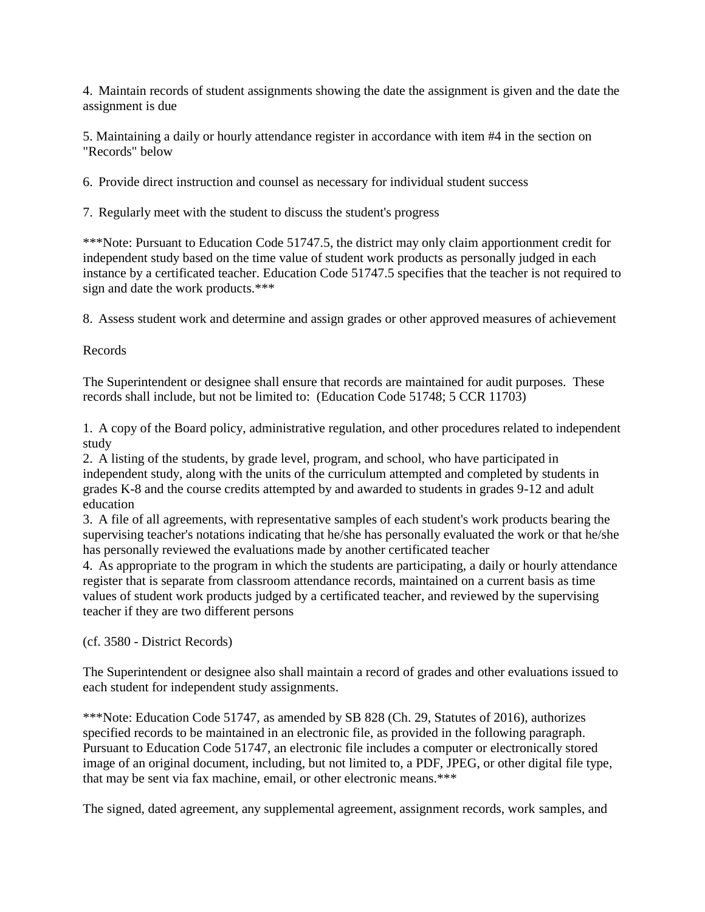4. Maintain records of student assignments showing the date the assignment is given and the date the assignment is due

5. Maintaining a daily or hourly attendance register in accordance with item #4 in the section on "Records" below

6. Provide direct instruction and counsel as necessary for individual student success

7. Regularly meet with the student to discuss the student's progress

***Note: Pursuant to Education Code 51747.5, the district may only claim apportionment credit for independent study based on the time value of student work products as personally judged in each instance by a certificated teacher. Education Code 51747.5 specifies that the teacher is not required to sign and date the work products.***

8. Assess student work and determine and assign grades or other approved measures of achievement

Records

The Superintendent or designee shall ensure that records are maintained for audit purposes. These records shall include, but not be limited to: (Education Code 51748; 5 CCR 11703)

1. A copy of the Board policy, administrative regulation, and other procedures related to independent study
2. A listing of the students, by grade level, program, and school, who have participated in independent study, along with the units of the curriculum attempted and completed by students in grades K-8 and the course credits attempted by and awarded to students in grades 9-12 and adult education
3. A file of all agreements, with representative samples of each student's work products bearing the supervising teacher's notations indicating that he/she has personally evaluated the work or that he/she has personally reviewed the evaluations made by another certificated teacher
4. As appropriate to the program in which the students are participating, a daily or hourly attendance register that is separate from classroom attendance records, maintained on a current basis as time values of student work products judged by a certificated teacher, and reviewed by the supervising teacher if they are two different persons

(cf. 3580 - District Records)

The Superintendent or designee also shall maintain a record of grades and other evaluations issued to each student for independent study assignments.

***Note: Education Code 51747, as amended by SB 828 (Ch. 29, Statutes of 2016), authorizes specified records to be maintained in an electronic file, as provided in the following paragraph. Pursuant to Education Code 51747, an electronic file includes a computer or electronically stored image of an original document, including, but not limited to, a PDF, JPEG, or other digital file type, that may be sent via fax machine, email, or other electronic means.***

The signed, dated agreement, any supplemental agreement, assignment records, work samples, and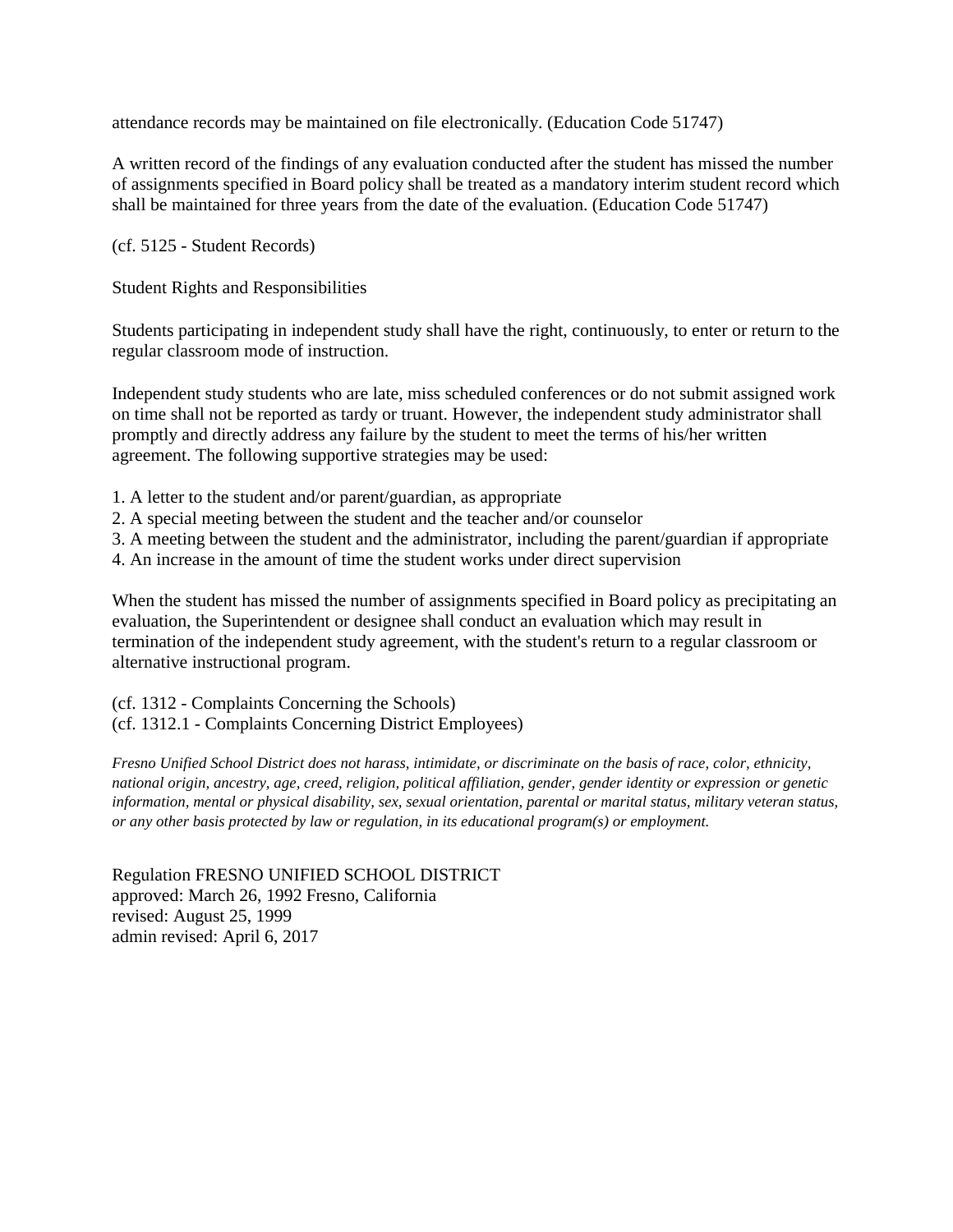attendance records may be maintained on file electronically. (Education Code 51747)

A written record of the findings of any evaluation conducted after the student has missed the number of assignments specified in Board policy shall be treated as a mandatory interim student record which shall be maintained for three years from the date of the evaluation. (Education Code 51747)

(cf. 5125 - Student Records)

Student Rights and Responsibilities

Students participating in independent study shall have the right, continuously, to enter or return to the regular classroom mode of instruction.

Independent study students who are late, miss scheduled conferences or do not submit assigned work on time shall not be reported as tardy or truant. However, the independent study administrator shall promptly and directly address any failure by the student to meet the terms of his/her written agreement. The following supportive strategies may be used:

1. A letter to the student and/or parent/guardian, as appropriate
2. A special meeting between the student and the teacher and/or counselor
3. A meeting between the student and the administrator, including the parent/guardian if appropriate
4. An increase in the amount of time the student works under direct supervision

When the student has missed the number of assignments specified in Board policy as precipitating an evaluation, the Superintendent or designee shall conduct an evaluation which may result in termination of the independent study agreement, with the student's return to a regular classroom or alternative instructional program.

(cf. 1312 - Complaints Concerning the Schools)
(cf. 1312.1 - Complaints Concerning District Employees)

*Fresno Unified School District does not harass, intimidate, or discriminate on the basis of race, color, ethnicity, national origin, ancestry, age, creed, religion, political affiliation, gender, gender identity or expression or genetic information, mental or physical disability, sex, sexual orientation, parental or marital status, military veteran status, or any other basis protected by law or regulation, in its educational program(s) or employment.*

Regulation FRESNO UNIFIED SCHOOL DISTRICT
approved: March 26, 1992 Fresno, California
revised: August 25, 1999
admin revised: April 6, 2017